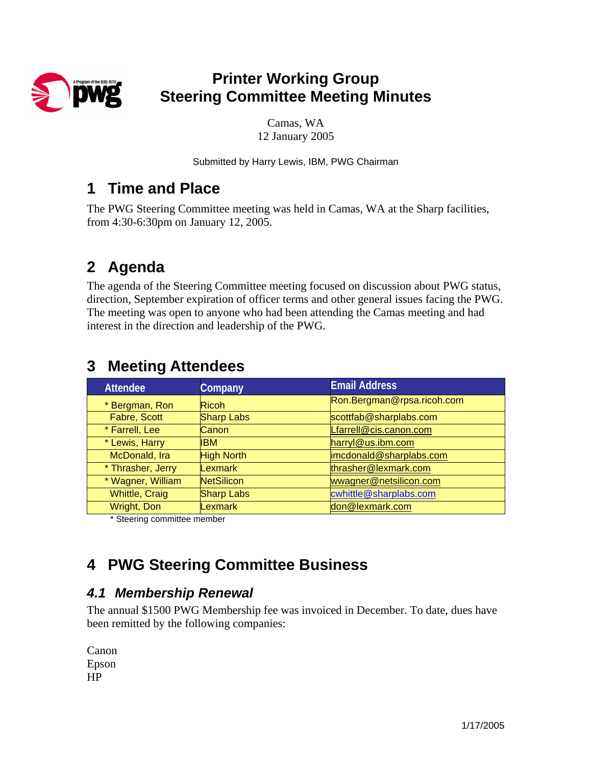# Printer Working Group
# Steering Committee Meeting Minutes

Camas, WA
12 January 2005

Submitted by Harry Lewis, IBM, PWG Chairman

## 1 Time and Place

The PWG Steering Committee meeting was held in Camas, WA at the Sharp facilities, from 4:30-6:30pm on January 12, 2005.

## 2 Agenda

The agenda of the Steering Committee meeting focused on discussion about PWG status, direction, September expiration of officer terms and other general issues facing the PWG. The meeting was open to anyone who had been attending the Camas meeting and had interest in the direction and leadership of the PWG.

## 3 Meeting Attendees

| Attendee | Company | Email Address |
|---|---|---|
| * Bergman, Ron | Ricoh | Ron.Bergman@rpsa.ricoh.com |
| Fabre, Scott | Sharp Labs | scottfab@sharplabs.com |
| * Farrell, Lee | Canon | Lfarrell@cis.canon.com |
| * Lewis, Harry | IBM | harryl@us.ibm.com |
| McDonald, Ira | High North | imcdonald@sharplabs.com |
| * Thrasher, Jerry | Lexmark | thrasher@lexmark.com |
| * Wagner, William | NetSilicon | wwagner@netsilicon.com |
| Whittle, Craig | Sharp Labs | cwhittle@sharplabs.com |
| Wright, Don | Lexmark | don@lexmark.com |

* Steering committee member

## 4 PWG Steering Committee Business

### *4.1 Membership Renewal*

The annual $1500 PWG Membership fee was invoiced in December. To date, dues have been remitted by the following companies:

Canon
Epson
HP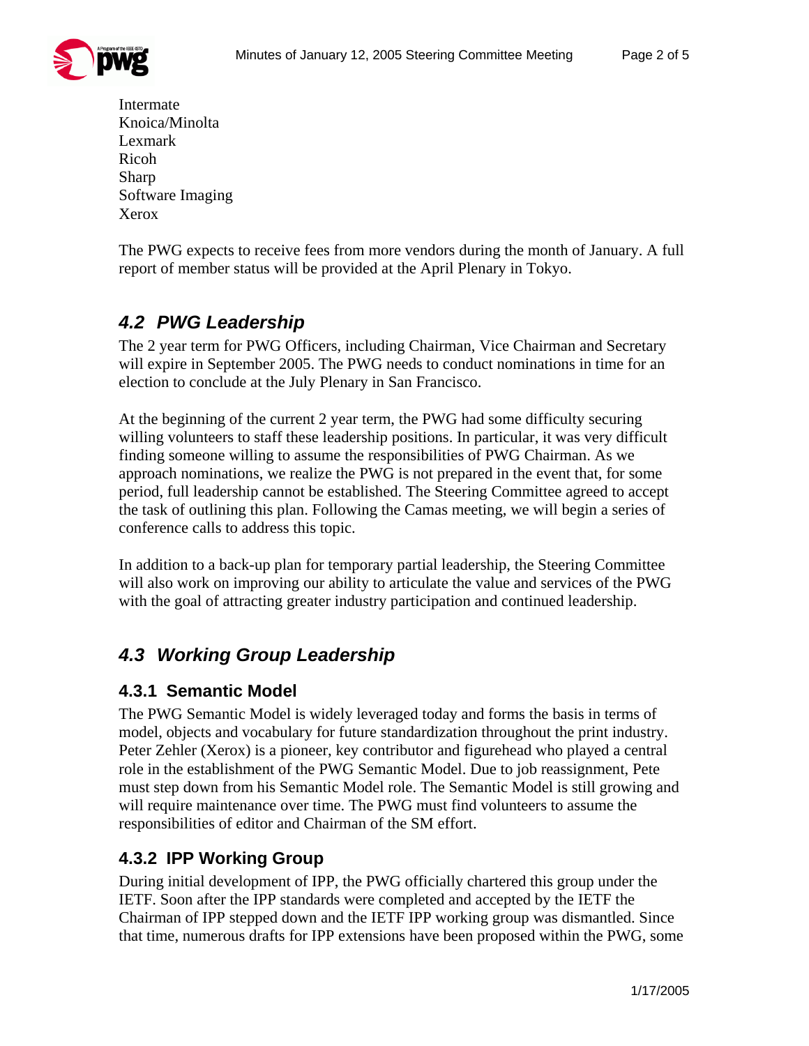Intermate
Knoica/Minolta
Lexmark
Ricoh
Sharp
Software Imaging
Xerox

The PWG expects to receive fees from more vendors during the month of January. A full report of member status will be provided at the April Plenary in Tokyo.

## *4.2 PWG Leadership*

The 2 year term for PWG Officers, including Chairman, Vice Chairman and Secretary will expire in September 2005. The PWG needs to conduct nominations in time for an election to conclude at the July Plenary in San Francisco.

At the beginning of the current 2 year term, the PWG had some difficulty securing willing volunteers to staff these leadership positions. In particular, it was very difficult finding someone willing to assume the responsibilities of PWG Chairman. As we approach nominations, we realize the PWG is not prepared in the event that, for some period, full leadership cannot be established. The Steering Committee agreed to accept the task of outlining this plan. Following the Camas meeting, we will begin a series of conference calls to address this topic.

In addition to a back-up plan for temporary partial leadership, the Steering Committee will also work on improving our ability to articulate the value and services of the PWG with the goal of attracting greater industry participation and continued leadership.

## *4.3 Working Group Leadership*

### 4.3.1 Semantic Model

The PWG Semantic Model is widely leveraged today and forms the basis in terms of model, objects and vocabulary for future standardization throughout the print industry. Peter Zehler (Xerox) is a pioneer, key contributor and figurehead who played a central role in the establishment of the PWG Semantic Model. Due to job reassignment, Pete must step down from his Semantic Model role. The Semantic Model is still growing and will require maintenance over time. The PWG must find volunteers to assume the responsibilities of editor and Chairman of the SM effort.

### 4.3.2 IPP Working Group

During initial development of IPP, the PWG officially chartered this group under the IETF. Soon after the IPP standards were completed and accepted by the IETF the Chairman of IPP stepped down and the IETF IPP working group was dismantled. Since that time, numerous drafts for IPP extensions have been proposed within the PWG, some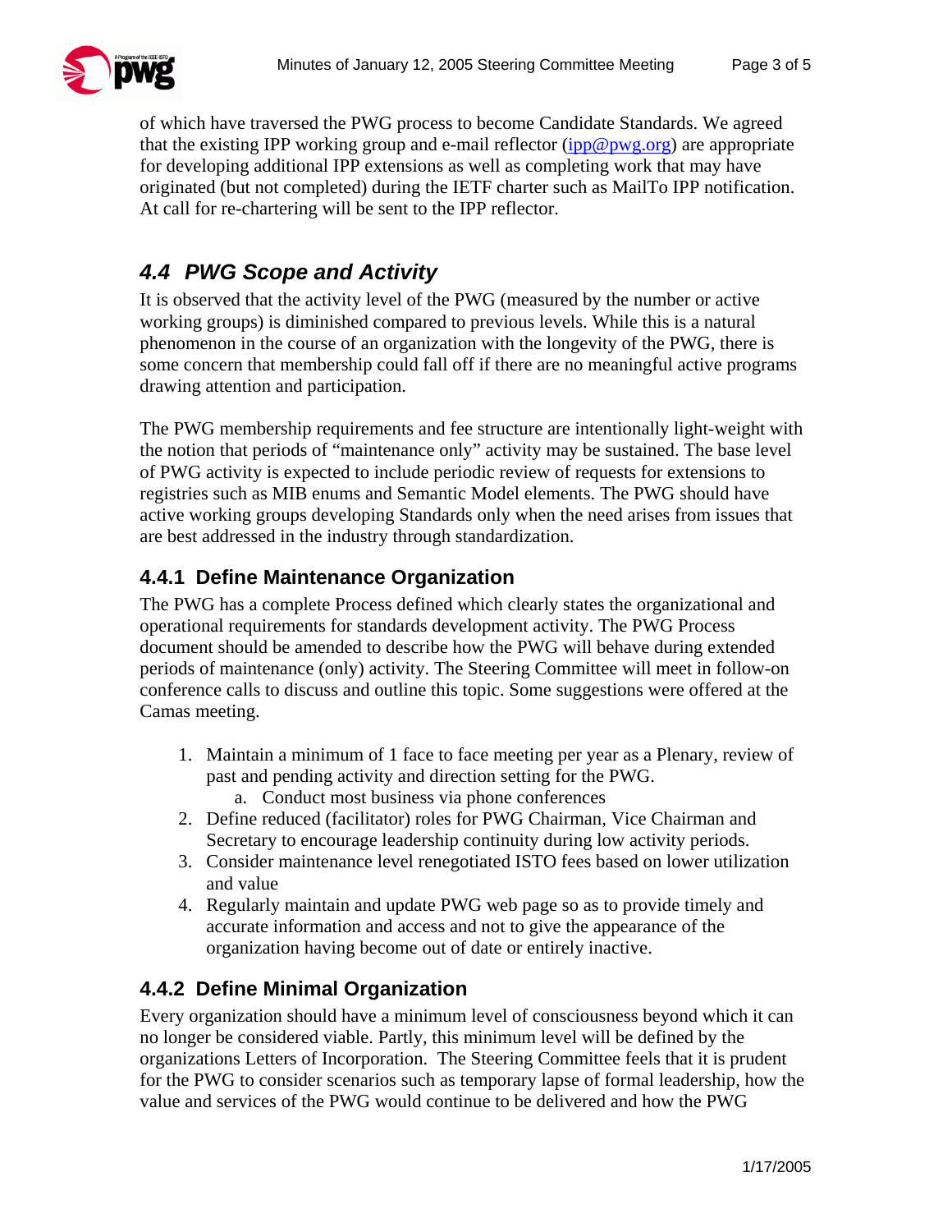of which have traversed the PWG process to become Candidate Standards. We agreed that the existing IPP working group and e-mail reflector (ipp@pwg.org) are appropriate for developing additional IPP extensions as well as completing work that may have originated (but not completed) during the IETF charter such as MailTo IPP notification. At call for re-chartering will be sent to the IPP reflector.

## *4.4 PWG Scope and Activity*

It is observed that the activity level of the PWG (measured by the number or active working groups) is diminished compared to previous levels. While this is a natural phenomenon in the course of an organization with the longevity of the PWG, there is some concern that membership could fall off if there are no meaningful active programs drawing attention and participation.

The PWG membership requirements and fee structure are intentionally light-weight with the notion that periods of "maintenance only" activity may be sustained. The base level of PWG activity is expected to include periodic review of requests for extensions to registries such as MIB enums and Semantic Model elements. The PWG should have active working groups developing Standards only when the need arises from issues that are best addressed in the industry through standardization.

### 4.4.1 Define Maintenance Organization

The PWG has a complete Process defined which clearly states the organizational and operational requirements for standards development activity. The PWG Process document should be amended to describe how the PWG will behave during extended periods of maintenance (only) activity. The Steering Committee will meet in follow-on conference calls to discuss and outline this topic. Some suggestions were offered at the Camas meeting.

1. Maintain a minimum of 1 face to face meeting per year as a Plenary, review of past and pending activity and direction setting for the PWG.
   a. Conduct most business via phone conferences
2. Define reduced (facilitator) roles for PWG Chairman, Vice Chairman and Secretary to encourage leadership continuity during low activity periods.
3. Consider maintenance level renegotiated ISTO fees based on lower utilization and value
4. Regularly maintain and update PWG web page so as to provide timely and accurate information and access and not to give the appearance of the organization having become out of date or entirely inactive.

### 4.4.2 Define Minimal Organization

Every organization should have a minimum level of consciousness beyond which it can no longer be considered viable. Partly, this minimum level will be defined by the organizations Letters of Incorporation. The Steering Committee feels that it is prudent for the PWG to consider scenarios such as temporary lapse of formal leadership, how the value and services of the PWG would continue to be delivered and how the PWG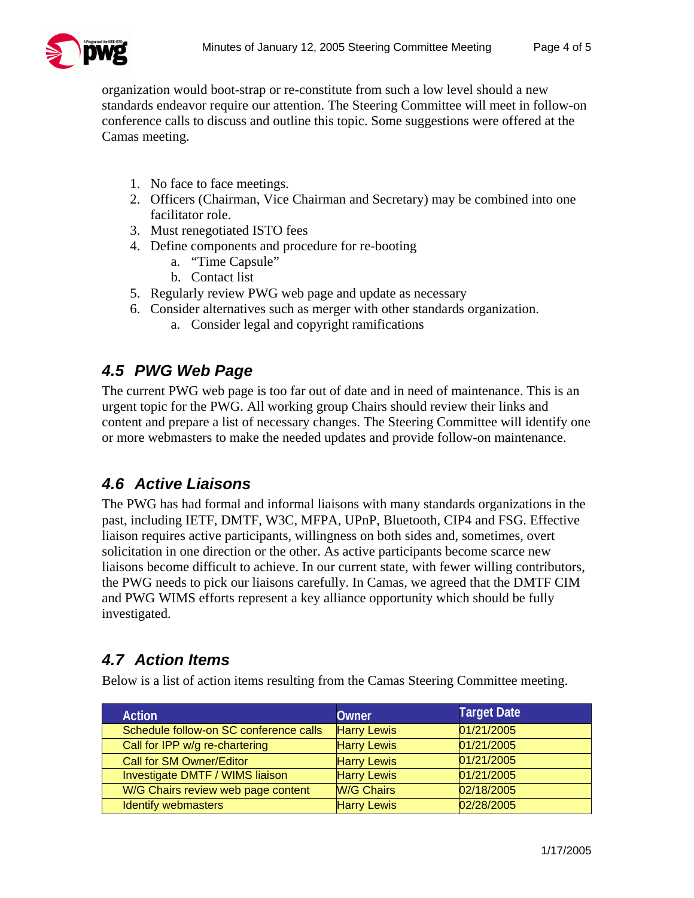organization would boot-strap or re-constitute from such a low level should a new standards endeavor require our attention. The Steering Committee will meet in follow-on conference calls to discuss and outline this topic. Some suggestions were offered at the Camas meeting.

1. No face to face meetings.
2. Officers (Chairman, Vice Chairman and Secretary) may be combined into one facilitator role.
3. Must renegotiated ISTO fees
4. Define components and procedure for re-booting
   a. "Time Capsule"
   b. Contact list
5. Regularly review PWG web page and update as necessary
6. Consider alternatives such as merger with other standards organization.
   a. Consider legal and copyright ramifications

## 4.5 PWG Web Page

The current PWG web page is too far out of date and in need of maintenance. This is an urgent topic for the PWG. All working group Chairs should review their links and content and prepare a list of necessary changes. The Steering Committee will identify one or more webmasters to make the needed updates and provide follow-on maintenance.

## 4.6 Active Liaisons

The PWG has had formal and informal liaisons with many standards organizations in the past, including IETF, DMTF, W3C, MFPA, UPnP, Bluetooth, CIP4 and FSG. Effective liaison requires active participants, willingness on both sides and, sometimes, overt solicitation in one direction or the other. As active participants become scarce new liaisons become difficult to achieve. In our current state, with fewer willing contributors, the PWG needs to pick our liaisons carefully. In Camas, we agreed that the DMTF CIM and PWG WIMS efforts represent a key alliance opportunity which should be fully investigated.

## 4.7 Action Items

Below is a list of action items resulting from the Camas Steering Committee meeting.

| Action | Owner | Target Date |
| --- | --- | --- |
| Schedule follow-on SC conference calls | Harry Lewis | 01/21/2005 |
| Call for IPP w/g re-chartering | Harry Lewis | 01/21/2005 |
| Call for SM Owner/Editor | Harry Lewis | 01/21/2005 |
| Investigate DMTF / WIMS liaison | Harry Lewis | 01/21/2005 |
| W/G Chairs review web page content | W/G Chairs | 02/18/2005 |
| Identify webmasters | Harry Lewis | 02/28/2005 |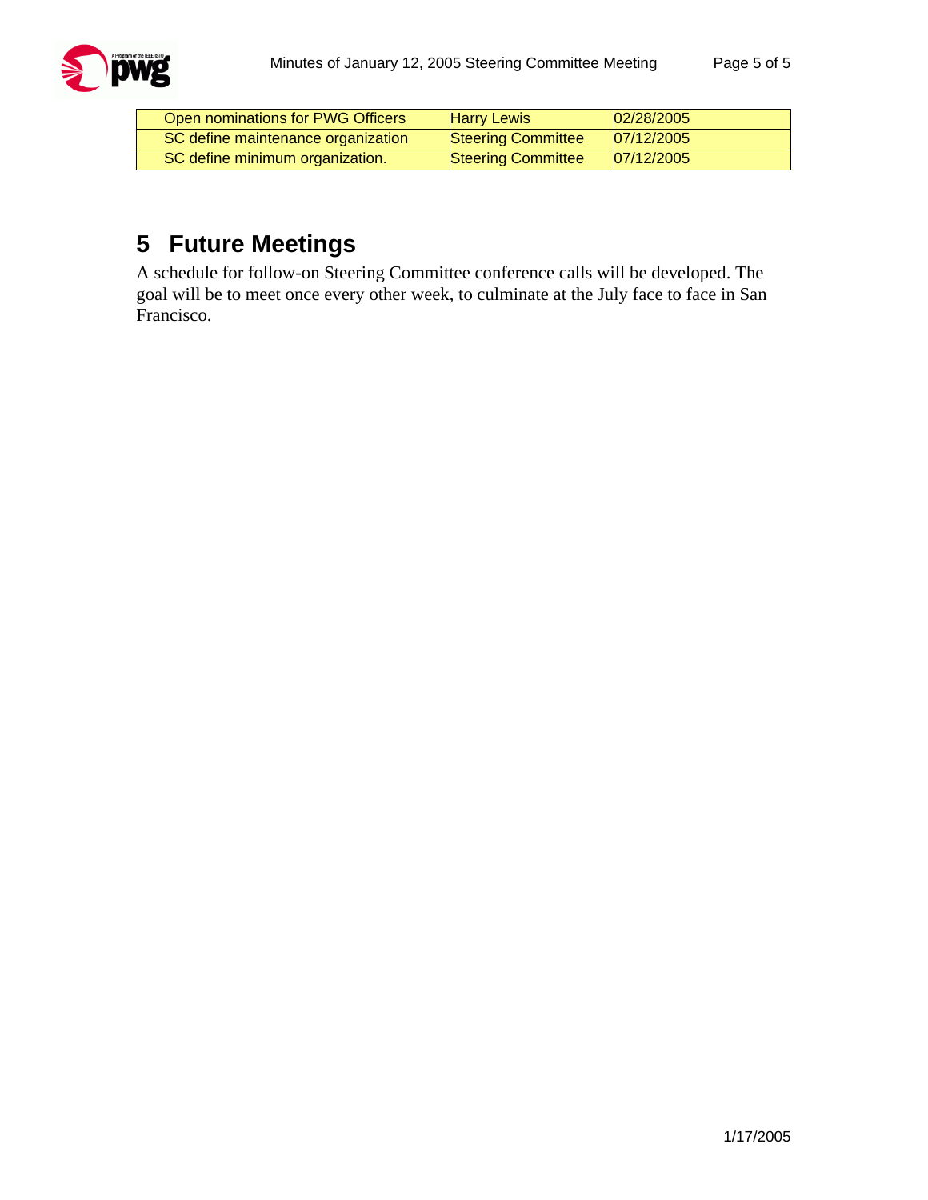| | | |
|---|---|---|
| Open nominations for PWG Officers | Harry Lewis | 02/28/2005 |
| SC define maintenance organization | Steering Committee | 07/12/2005 |
| SC define minimum organization. | Steering Committee | 07/12/2005 |

# 5 Future Meetings

A schedule for follow-on Steering Committee conference calls will be developed. The goal will be to meet once every other week, to culminate at the July face to face in San Francisco.